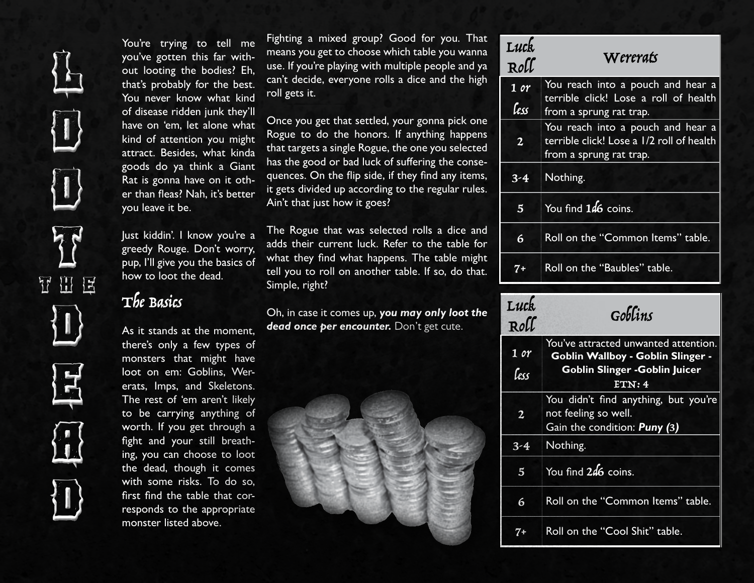# Loot the Dead

You're trying to tell me you've gotten this far without looting the bodies? Eh, that's probably for the best. You never know what kind of disease ridden junk they'll have on 'em, let alone what kind of attention you might attract. Besides, what kinda goods do ya think a Giant Rat is gonna have on it other than fleas? Nah, it's better you leave it be.

Just kiddin'. I know you're a greedy Rouge. Don't worry, pup, I'll give you the basics of how to loot the dead.

## The Basics

As it stands at the moment, there's only a few types of monsters that might have loot on em: Goblins, Wererats, Imps, and Skeletons. The rest of 'em aren't likely to be carrying anything of worth. If you get through a fight and your still breathing, you can choose to loot the dead, though it comes with some risks. To do so, first find the table that corresponds to the appropriate monster listed above.

Fighting a mixed group? Good for you. That means you get to choose which table you wanna use. If you're playing with multiple people and ya can't decide, everyone rolls a dice and the high roll gets it.

Once you get that settled, your gonna pick one Rogue to do the honors. If anything happens that targets a single Rogue, the one you selected has the good or bad luck of suffering the consequences. On the flip side, if they find any items, it gets divided up according to the regular rules. Ain't that just how it goes?

The Rogue that was selected rolls a dice and adds their current luck. Refer to the table for what they find what happens. The table might tell you to roll on another table. If so, do that. Simple, right?

Oh, in case it comes up, ***you may only loot the dead once per encounter.*** Don't get cute.

| Luck Roll | Wererats |
|---|---|
| 1 or less | You reach into a pouch and hear a terrible click! Lose a roll of health from a sprung rat trap. |
| 2 | You reach into a pouch and hear a terrible click! Lose a 1/2 roll of health from a sprung rat trap. |
| 3-4 | Nothing. |
| 5 | You find **1d6** coins. |
| 6 | Roll on the "Common Items" table. |
| 7+ | Roll on the "Baubles" table. |

| Luck Roll | Goblins |
|---|---|
| 1 or less | You've attracted unwanted attention. **Goblin Wallboy - Goblin Slinger - Goblin Slinger -Goblin Juicer** FTN: 4 |
| 2 | You didn't find anything, but you're not feeling so well. Gain the condition: ***Puny (3)*** |
| 3-4 | Nothing. |
| 5 | You find **2d6** coins. |
| 6 | Roll on the "Common Items" table. |
| 7+ | Roll on the "Cool Shit" table. |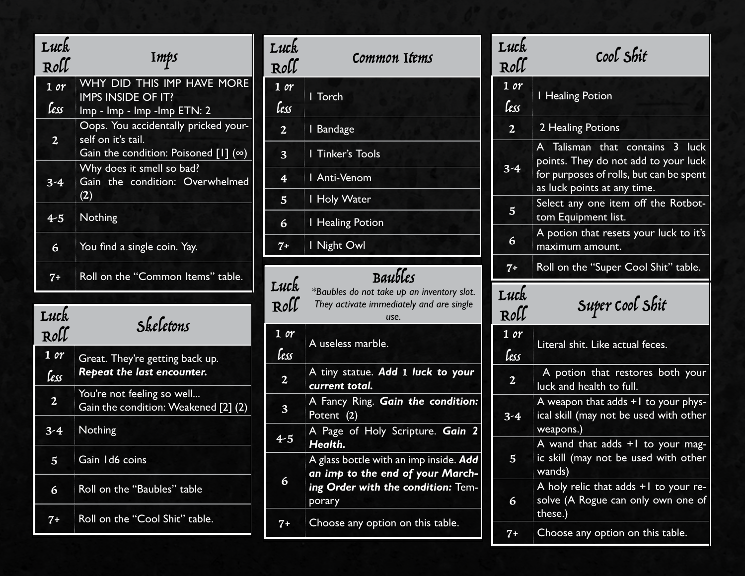| Luck Roll | Imps |
|---|---|
| 1 or less | WHY DID THIS IMP HAVE MORE IMPS INSIDE OF IT? Imp - Imp - Imp -Imp ETN: 2 |
| 2 | Oops. You accidentally pricked yourself on it's tail. Gain the condition: Poisoned [1] (∞) |
| 3-4 | Why does it smell so bad? Gain the condition: Overwhelmed (2) |
| 4-5 | Nothing |
| 6 | You find a single coin. Yay. |
| 7+ | Roll on the "Common Items" table. |

| Luck Roll | Skeletons |
|---|---|
| 1 or less | Great. They're getting back up. ***Repeat the last encounter.*** |
| 2 | You're not feeling so well... Gain the condition: Weakened [2] (2) |
| 3-4 | Nothing |
| 5 | Gain 1d6 coins |
| 6 | Roll on the "Baubles" table |
| 7+ | Roll on the "Cool Shit" table. |

| Luck Roll | Common Items |
|---|---|
| 1 or less | 1 Torch |
| 2 | 1 Bandage |
| 3 | 1 Tinker's Tools |
| 4 | 1 Anti-Venom |
| 5 | 1 Holy Water |
| 6 | 1 Healing Potion |
| 7+ | 1 Night Owl |

| Luck Roll | Baubles *Baubles do not take up an inventory slot. They activate immediately and are single use.* |
|---|---|
| 1 or less | A useless marble. |
| 2 | A tiny statue. ***Add 1 luck to your current total.*** |
| 3 | A Fancy Ring. ***Gain the condition:*** Potent (2) |
| 4-5 | A Page of Holy Scripture. ***Gain 2 Health.*** |
| 6 | A glass bottle with an imp inside. ***Add an imp to the end of your Marching Order with the condition:*** Temporary |
| 7+ | Choose any option on this table. |

| Luck Roll | Cool Shit |
|---|---|
| 1 or less | 1 Healing Potion |
| 2 | 2 Healing Potions |
| 3-4 | A Talisman that contains 3 luck points. They do not add to your luck for purposes of rolls, but can be spent as luck points at any time. |
| 5 | Select any one item off the Rotbottom Equipment list. |
| 6 | A potion that resets your luck to it's maximum amount. |
| 7+ | Roll on the "Super Cool Shit" table. |

| Luck Roll | Super Cool Shit |
|---|---|
| 1 or less | Literal shit. Like actual feces. |
| 2 | A potion that restores both your luck and health to full. |
| 3-4 | A weapon that adds +1 to your physical skill (may not be used with other weapons.) |
| 5 | A wand that adds +1 to your magic skill (may not be used with other wands) |
| 6 | A holy relic that adds +1 to your resolve (A Rogue can only own one of these.) |
| 7+ | Choose any option on this table. |